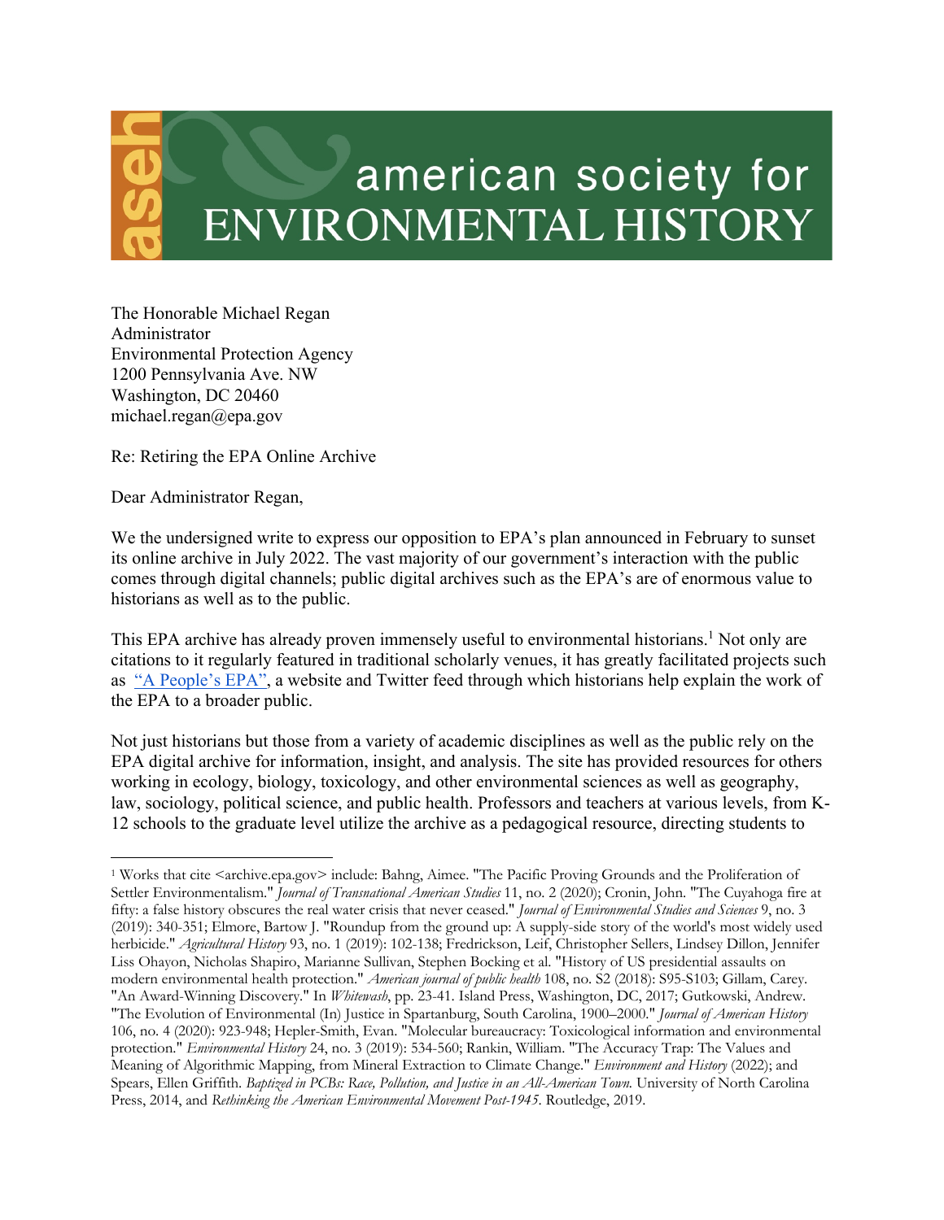american society for ENVIRONMENTAL HISTORY

The Honorable Michael Regan
Administrator
Environmental Protection Agency
1200 Pennsylvania Ave. NW
Washington, DC 20460
michael.regan@epa.gov

Re: Retiring the EPA Online Archive

Dear Administrator Regan,

We the undersigned write to express our opposition to EPA's plan announced in February to sunset its online archive in July 2022. The vast majority of our government's interaction with the public comes through digital channels; public digital archives such as the EPA's are of enormous value to historians as well as to the public.

This EPA archive has already proven immensely useful to environmental historians.[1] Not only are citations to it regularly featured in traditional scholarly venues, it has greatly facilitated projects such as "A People's EPA", a website and Twitter feed through which historians help explain the work of the EPA to a broader public.

Not just historians but those from a variety of academic disciplines as well as the public rely on the EPA digital archive for information, insight, and analysis. The site has provided resources for others working in ecology, biology, toxicology, and other environmental sciences as well as geography, law, sociology, political science, and public health. Professors and teachers at various levels, from K-12 schools to the graduate level utilize the archive as a pedagogical resource, directing students to

---

[1] Works that cite <archive.epa.gov> include: Bahng, Aimee. "The Pacific Proving Grounds and the Proliferation of Settler Environmentalism." *Journal of Transnational American Studies* 11, no. 2 (2020); Cronin, John. "The Cuyahoga fire at fifty: a false history obscures the real water crisis that never ceased." *Journal of Environmental Studies and Sciences* 9, no. 3 (2019): 340-351; Elmore, Bartow J. "Roundup from the ground up: A supply-side story of the world's most widely used herbicide." *Agricultural History* 93, no. 1 (2019): 102-138; Fredrickson, Leif, Christopher Sellers, Lindsey Dillon, Jennifer Liss Ohayon, Nicholas Shapiro, Marianne Sullivan, Stephen Bocking et al. "History of US presidential assaults on modern environmental health protection." *American journal of public health* 108, no. S2 (2018): S95-S103; Gillam, Carey. "An Award-Winning Discovery." In *Whitewash*, pp. 23-41. Island Press, Washington, DC, 2017; Gutkowski, Andrew. "The Evolution of Environmental (In) Justice in Spartanburg, South Carolina, 1900–2000." *Journal of American History* 106, no. 4 (2020): 923-948; Hepler-Smith, Evan. "Molecular bureaucracy: Toxicological information and environmental protection." *Environmental History* 24, no. 3 (2019): 534-560; Rankin, William. "The Accuracy Trap: The Values and Meaning of Algorithmic Mapping, from Mineral Extraction to Climate Change." *Environment and History* (2022); and Spears, Ellen Griffith. *Baptized in PCBs: Race, Pollution, and Justice in an All-American Town.* University of North Carolina Press, 2014, and *Rethinking the American Environmental Movement Post-1945.* Routledge, 2019.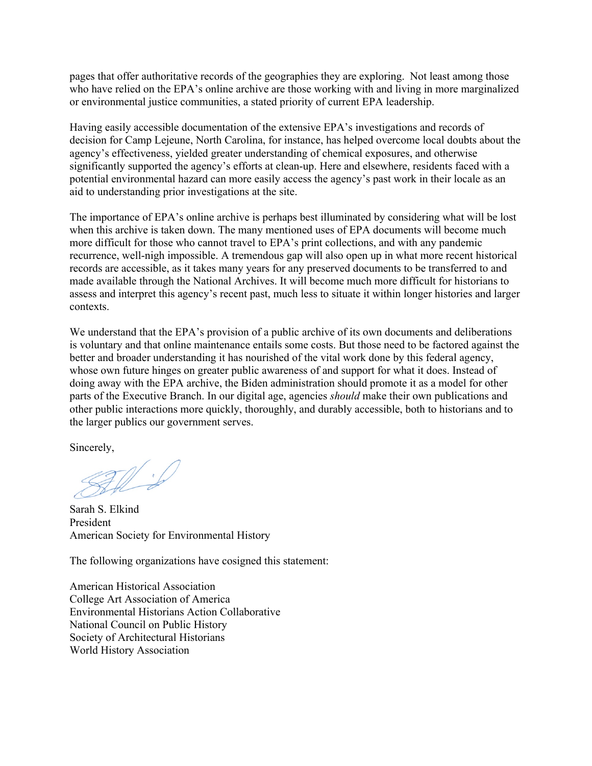pages that offer authoritative records of the geographies they are exploring. Not least among those who have relied on the EPA's online archive are those working with and living in more marginalized or environmental justice communities, a stated priority of current EPA leadership.

Having easily accessible documentation of the extensive EPA's investigations and records of decision for Camp Lejeune, North Carolina, for instance, has helped overcome local doubts about the agency's effectiveness, yielded greater understanding of chemical exposures, and otherwise significantly supported the agency's efforts at clean-up. Here and elsewhere, residents faced with a potential environmental hazard can more easily access the agency's past work in their locale as an aid to understanding prior investigations at the site.

The importance of EPA's online archive is perhaps best illuminated by considering what will be lost when this archive is taken down. The many mentioned uses of EPA documents will become much more difficult for those who cannot travel to EPA's print collections, and with any pandemic recurrence, well-nigh impossible. A tremendous gap will also open up in what more recent historical records are accessible, as it takes many years for any preserved documents to be transferred to and made available through the National Archives. It will become much more difficult for historians to assess and interpret this agency's recent past, much less to situate it within longer histories and larger contexts.

We understand that the EPA's provision of a public archive of its own documents and deliberations is voluntary and that online maintenance entails some costs. But those need to be factored against the better and broader understanding it has nourished of the vital work done by this federal agency, whose own future hinges on greater public awareness of and support for what it does. Instead of doing away with the EPA archive, the Biden administration should promote it as a model for other parts of the Executive Branch. In our digital age, agencies *should* make their own publications and other public interactions more quickly, thoroughly, and durably accessible, both to historians and to the larger publics our government serves.

Sincerely,

Sarah S. Elkind
President
American Society for Environmental History

The following organizations have cosigned this statement:

American Historical Association
College Art Association of America
Environmental Historians Action Collaborative
National Council on Public History
Society of Architectural Historians
World History Association